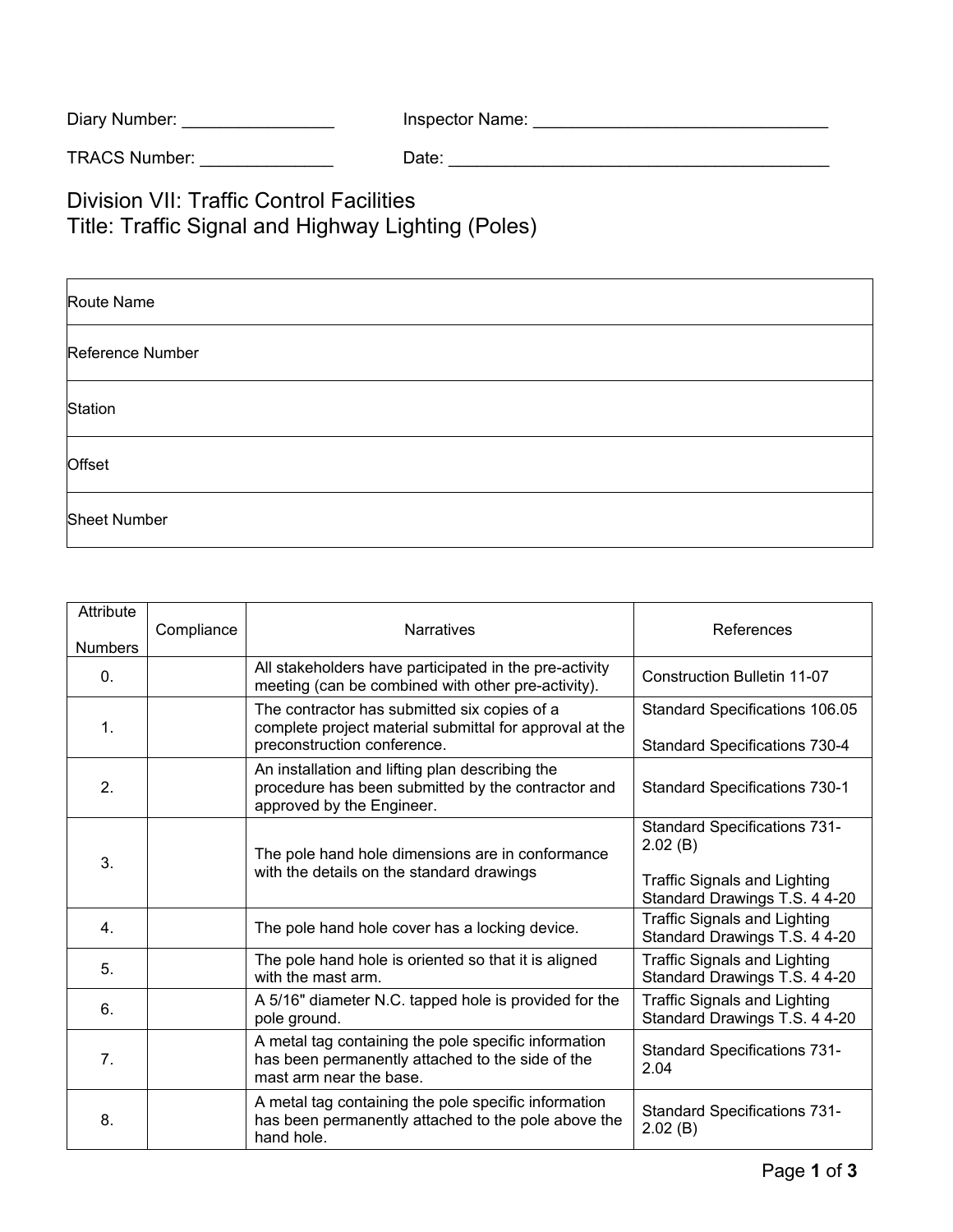Diary Number: ________________ Inspector Name: ________________________________

TRACS Number: ______________ Date: __________________________________________

# Division VII: Traffic Control Facilities
# Title: Traffic Signal and Highway Lighting (Poles)

| Route Name |
|---|
| Reference Number |
| Station |
| Offset |
| Sheet Number |

| Attribute Numbers | Compliance | Narratives | References |
|---|---|---|---|
| 0. | | All stakeholders have participated in the pre-activity meeting (can be combined with other pre-activity). | Construction Bulletin 11-07 |
| 1. | | The contractor has submitted six copies of a complete project material submittal for approval at the preconstruction conference. | Standard Specifications 106.05<br><br>Standard Specifications 730-4 |
| 2. | | An installation and lifting plan describing the procedure has been submitted by the contractor and approved by the Engineer. | Standard Specifications 730-1 |
| 3. | | The pole hand hole dimensions are in conformance with the details on the standard drawings | Standard Specifications 731-2.02 (B)<br><br>Traffic Signals and Lighting Standard Drawings T.S. 4 4-20 |
| 4. | | The pole hand hole cover has a locking device. | Traffic Signals and Lighting Standard Drawings T.S. 4 4-20 |
| 5. | | The pole hand hole is oriented so that it is aligned with the mast arm. | Traffic Signals and Lighting Standard Drawings T.S. 4 4-20 |
| 6. | | A 5/16" diameter N.C. tapped hole is provided for the pole ground. | Traffic Signals and Lighting Standard Drawings T.S. 4 4-20 |
| 7. | | A metal tag containing the pole specific information has been permanently attached to the side of the mast arm near the base. | Standard Specifications 731-2.04 |
| 8. | | A metal tag containing the pole specific information has been permanently attached to the pole above the hand hole. | Standard Specifications 731-2.02 (B) |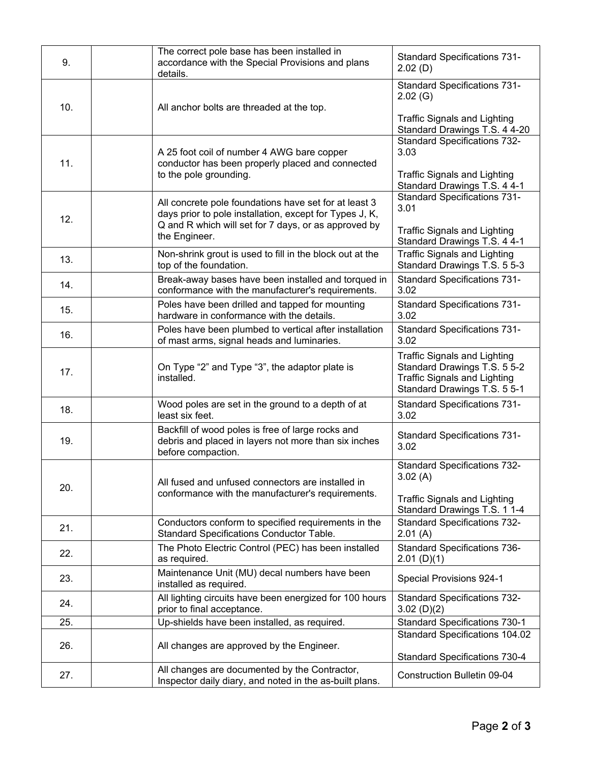| | | | |
|---|---|---|---|
| 9. | | The correct pole base has been installed in accordance with the Special Provisions and plans details. | Standard Specifications 731-2.02 (D) |
| 10. | | All anchor bolts are threaded at the top. | Standard Specifications 731-2.02 (G)<br><br>Traffic Signals and Lighting Standard Drawings T.S. 4 4-20 |
| 11. | | A 25 foot coil of number 4 AWG bare copper conductor has been properly placed and connected to the pole grounding. | Standard Specifications 732-3.03<br><br>Traffic Signals and Lighting Standard Drawings T.S. 4 4-1 |
| 12. | | All concrete pole foundations have set for at least 3 days prior to pole installation, except for Types J, K, Q and R which will set for 7 days, or as approved by the Engineer. | Standard Specifications 731-3.01<br><br>Traffic Signals and Lighting Standard Drawings T.S. 4 4-1 |
| 13. | | Non-shrink grout is used to fill in the block out at the top of the foundation. | Traffic Signals and Lighting Standard Drawings T.S. 5 5-3 |
| 14. | | Break-away bases have been installed and torqued in conformance with the manufacturer's requirements. | Standard Specifications 731-3.02 |
| 15. | | Poles have been drilled and tapped for mounting hardware in conformance with the details. | Standard Specifications 731-3.02 |
| 16. | | Poles have been plumbed to vertical after installation of mast arms, signal heads and luminaries. | Standard Specifications 731-3.02 |
| 17. | | On Type "2" and Type "3", the adaptor plate is installed. | Traffic Signals and Lighting Standard Drawings T.S. 5 5-2<br>Traffic Signals and Lighting Standard Drawings T.S. 5 5-1 |
| 18. | | Wood poles are set in the ground to a depth of at least six feet. | Standard Specifications 731-3.02 |
| 19. | | Backfill of wood poles is free of large rocks and debris and placed in layers not more than six inches before compaction. | Standard Specifications 731-3.02 |
| 20. | | All fused and unfused connectors are installed in conformance with the manufacturer's requirements. | Standard Specifications 732-3.02 (A)<br><br>Traffic Signals and Lighting Standard Drawings T.S. 1 1-4 |
| 21. | | Conductors conform to specified requirements in the Standard Specifications Conductor Table. | Standard Specifications 732-2.01 (A) |
| 22. | | The Photo Electric Control (PEC) has been installed as required. | Standard Specifications 736-2.01 (D)(1) |
| 23. | | Maintenance Unit (MU) decal numbers have been installed as required. | Special Provisions 924-1 |
| 24. | | All lighting circuits have been energized for 100 hours prior to final acceptance. | Standard Specifications 732-3.02 (D)(2) |
| 25. | | Up-shields have been installed, as required. | Standard Specifications 730-1 |
| 26. | | All changes are approved by the Engineer. | Standard Specifications 104.02<br><br>Standard Specifications 730-4 |
| 27. | | All changes are documented by the Contractor, Inspector daily diary, and noted in the as-built plans. | Construction Bulletin 09-04 |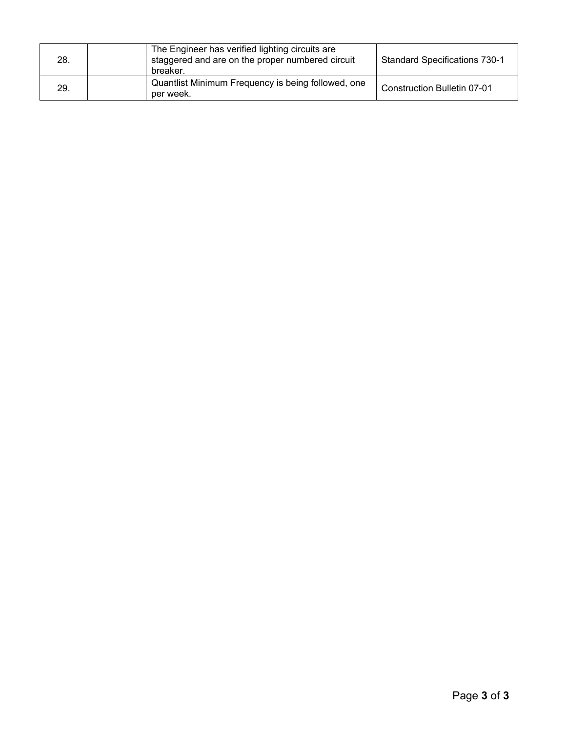| | | | |
|---|---|---|---|
| 28. | | The Engineer has verified lighting circuits are staggered and are on the proper numbered circuit breaker. | Standard Specifications 730-1 |
| 29. | | Quantlist Minimum Frequency is being followed, one per week. | Construction Bulletin 07-01 |